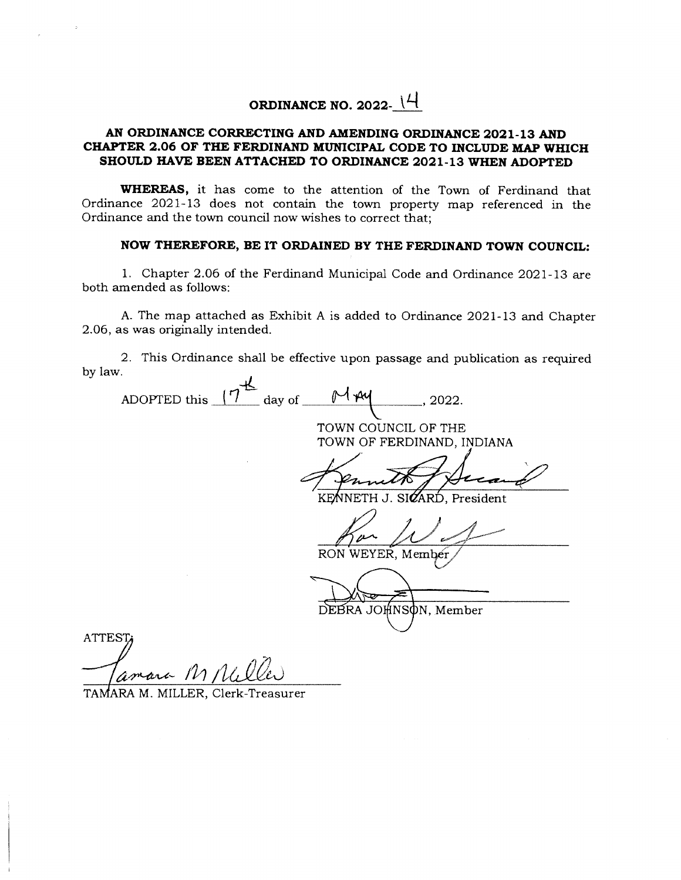# ORDINANCE NO. 2022-14

## AN ORDINANCE CORRECTING AND AMENDING ORDINANCE 2021-13 AND CHAPTER 2.06 OF THE FERDINAND MUNICIPAL CODE TO INCLUDE MAP WHICH SHOULD HAVE BEEN ATTACHED TO ORDINANCE 2021-13 WHEN ADOPTED

**WHEREAS,** it has come to the attention of the Town of Ferdinand that Ordinance 2021-13 does not contain the town property map referenced in the Ordinance and the town council now wishes to correct that;

**NOW THEREFORE, BE IT ORDAINED BY THE FERDINAND TOWN COUNCIL:**

1. Chapter 2.06 of the Ferdinand Municipal Code and Ordinance 2021-13 are both amended as follows:

A. The map attached as Exhibit A is added to Ordinance 2021-13 and Chapter 2.06, as was originally intended.

2. This Ordinance shall be effective upon passage and publication as required by law.

ADOPTED this 17th day of May, 2022.

TOWN COUNCIL OF THE
TOWN OF FERDINAND, INDIANA

KENNETH J. SICARD, President

RON WEYER, Member

DEBRA JOHNSON, Member

ATTEST:

TAMARA M. MILLER, Clerk-Treasurer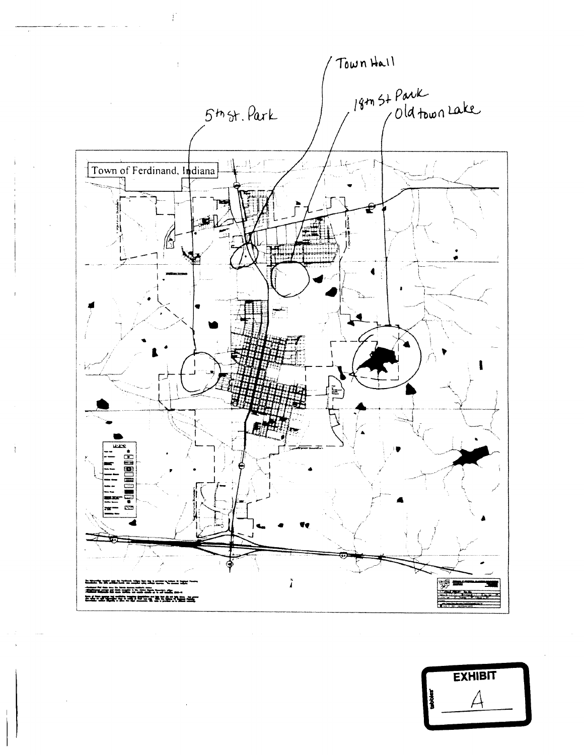Town Hall

18th St Park

5th St. Park

Old town Lake

Town of Ferdinand, Indiana

EXHIBIT

A